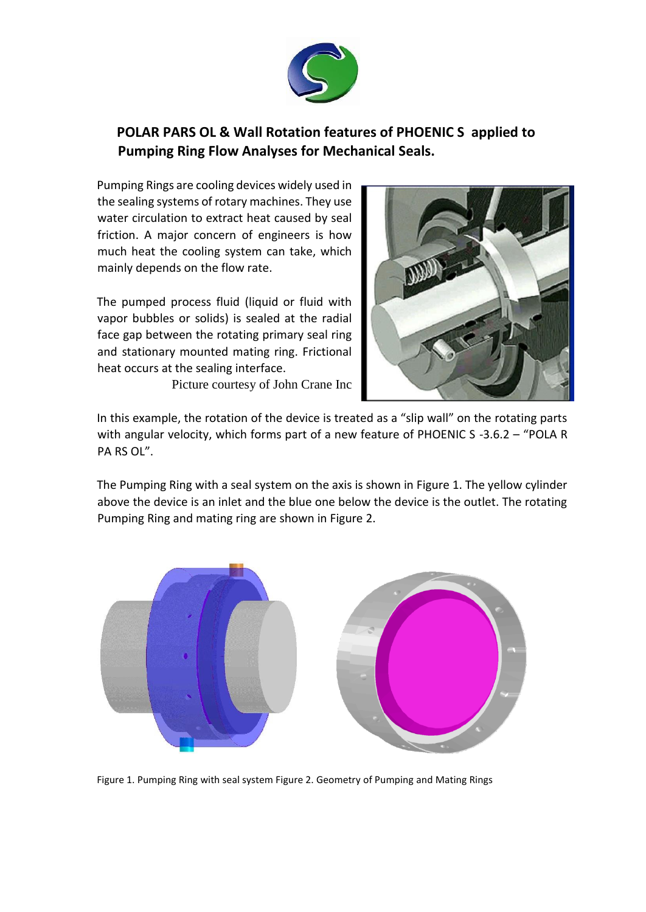# POLAR PARS OL & Wall Rotation features of PHOENIC S applied to Pumping Ring Flow Analyses for Mechanical Seals.

Pumping Rings are cooling devices widely used in the sealing systems of rotary machines. They use water circulation to extract heat caused by seal friction. A major concern of engineers is how much heat the cooling system can take, which mainly depends on the flow rate.

The pumped process fluid (liquid or fluid with vapor bubbles or solids) is sealed at the radial face gap between the rotating primary seal ring and stationary mounted mating ring. Frictional heat occurs at the sealing interface.

Picture courtesy of John Crane Inc

In this example, the rotation of the device is treated as a "slip wall" on the rotating parts with angular velocity, which forms part of a new feature of PHOENIC S -3.6.2 – "POLA R PA RS OL".

The Pumping Ring with a seal system on the axis is shown in Figure 1. The yellow cylinder above the device is an inlet and the blue one below the device is the outlet. The rotating Pumping Ring and mating ring are shown in Figure 2.

Figure 1. Pumping Ring with seal system Figure 2. Geometry of Pumping and Mating Rings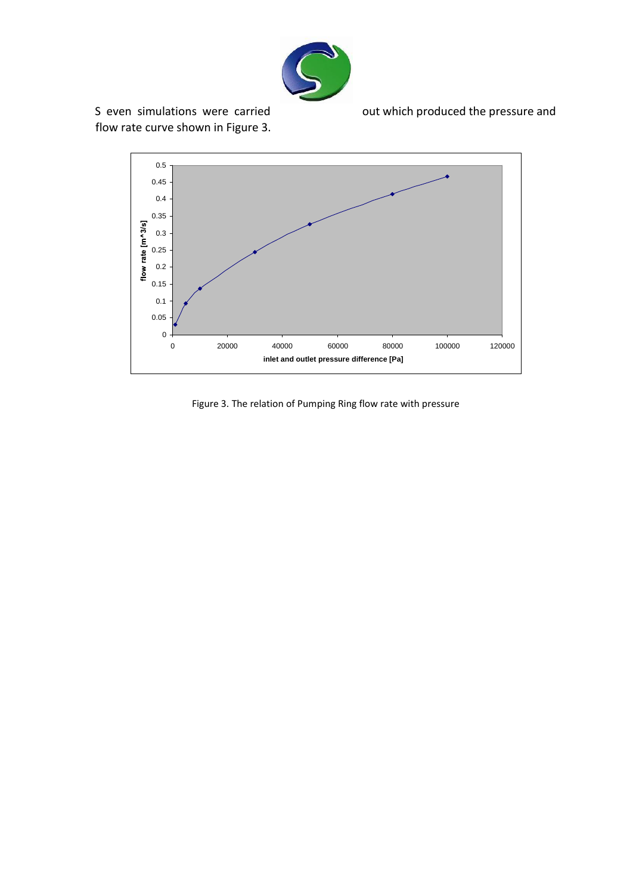S even simulations were carried out which produced the pressure and flow rate curve shown in Figure 3.

Figure 3. The relation of Pumping Ring flow rate with pressure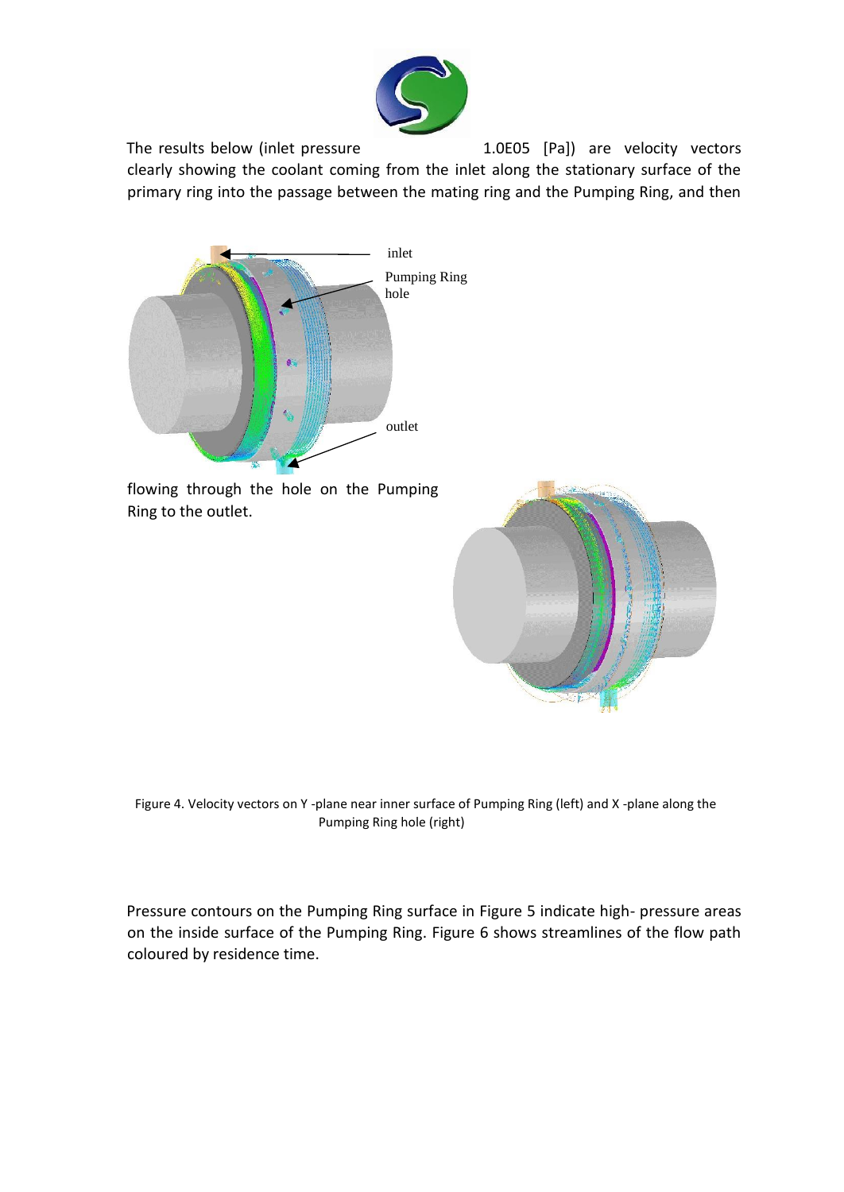The results below (inlet pressure 1.0E05 [Pa]) are velocity vectors clearly showing the coolant coming from the inlet along the stationary surface of the primary ring into the passage between the mating ring and the Pumping Ring, and then flowing through the hole on the Pumping Ring to the outlet.

Figure 4. Velocity vectors on Y -plane near inner surface of Pumping Ring (left) and X -plane along the Pumping Ring hole (right)

Pressure contours on the Pumping Ring surface in Figure 5 indicate high- pressure areas on the inside surface of the Pumping Ring. Figure 6 shows streamlines of the flow path coloured by residence time.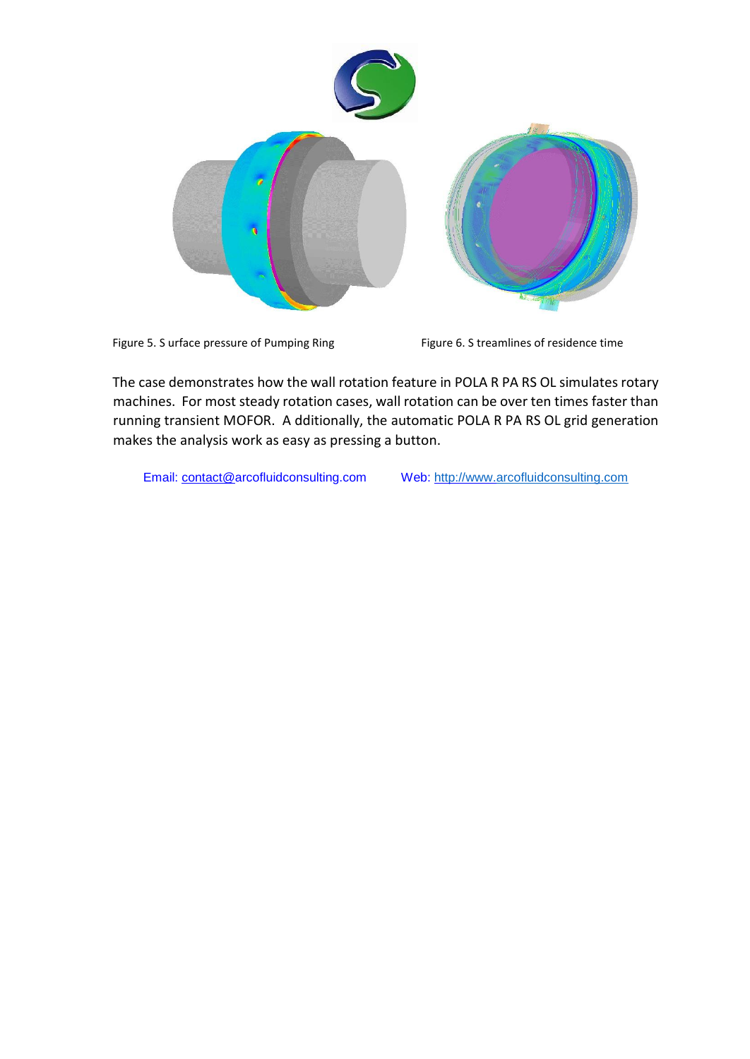Figure 5. S urface pressure of Pumping Ring

Figure 6. S treamlines of residence time

The case demonstrates how the wall rotation feature in POLA R PA RS OL simulates rotary machines. For most steady rotation cases, wall rotation can be over ten times faster than running transient MOFOR. A dditionally, the automatic POLA R PA RS OL grid generation makes the analysis work as easy as pressing a button.

Email: contact@arcofluidconsulting.com Web: http://www.arcofluidconsulting.com